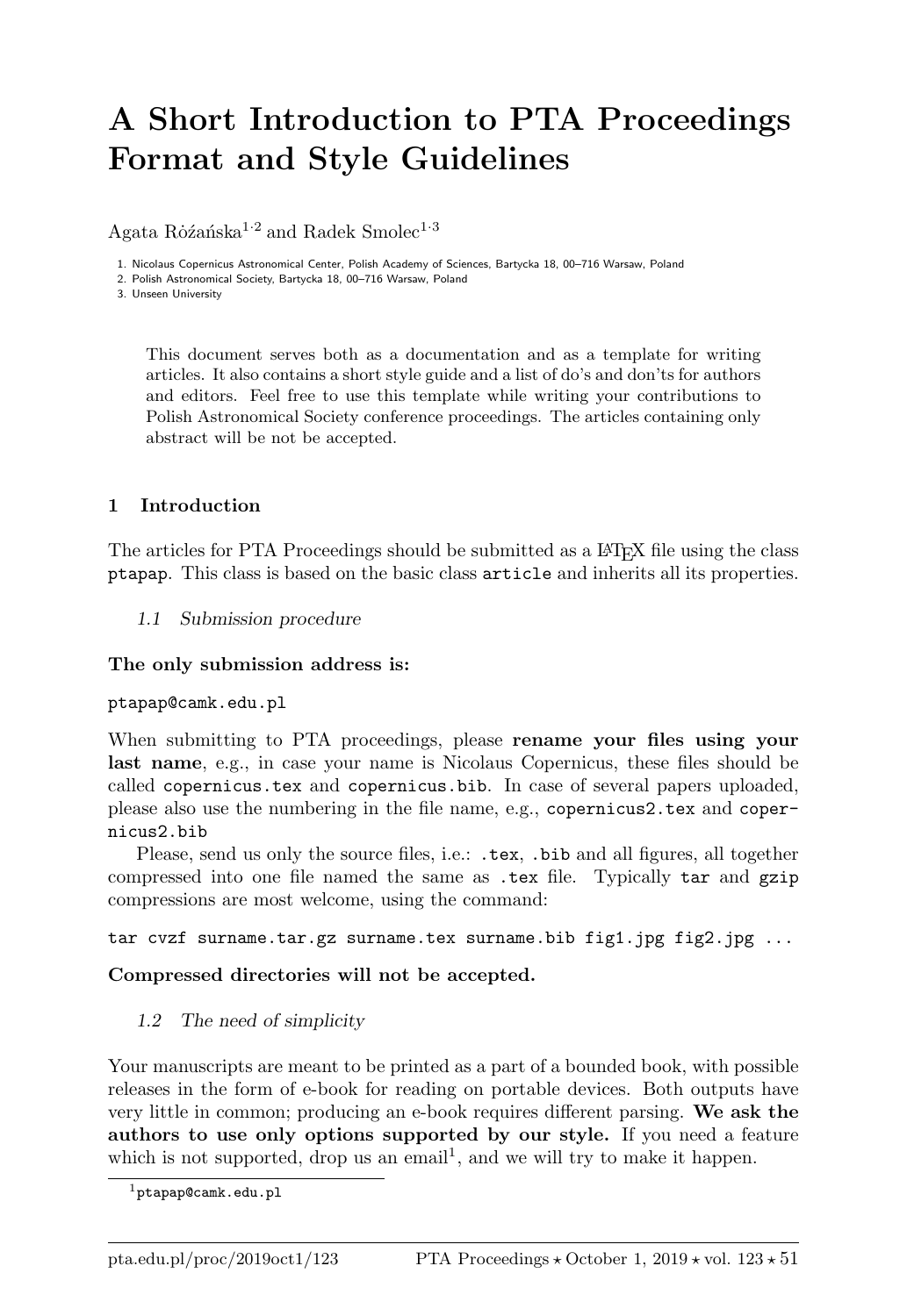# A Short Introduction to PTA Proceedings Format and Style Guidelines

Agata Różańska[1,2] and Radek Smolec[1,3]

1. Nicolaus Copernicus Astronomical Center, Polish Academy of Sciences, Bartycka 18, 00–716 Warsaw, Poland
2. Polish Astronomical Society, Bartycka 18, 00–716 Warsaw, Poland
3. Unseen University

This document serves both as a documentation and as a template for writing articles. It also contains a short style guide and a list of do's and don'ts for authors and editors. Feel free to use this template while writing your contributions to Polish Astronomical Society conference proceedings. The articles containing only abstract will be not be accepted.

## 1 Introduction

The articles for PTA Proceedings should be submitted as a LaTeX file using the class `ptapap`. This class is based on the basic class `article` and inherits all its properties.

### *1.1 Submission procedure*

**The only submission address is:**

`ptapap@camk.edu.pl`

When submitting to PTA proceedings, please **rename your files using your last name**, e.g., in case your name is Nicolaus Copernicus, these files should be called `copernicus.tex` and `copernicus.bib`. In case of several papers uploaded, please also use the numbering in the file name, e.g., `copernicus2.tex` and `copernicus2.bib`

Please, send us only the source files, i.e.: `.tex`, `.bib` and all figures, all together compressed into one file named the same as `.tex` file. Typically `tar` and `gzip` compressions are most welcome, using the command:

```
tar cvzf surname.tar.gz surname.tex surname.bib fig1.jpg fig2.jpg ...
```

**Compressed directories will not be accepted.**

### *1.2 The need of simplicity*

Your manuscripts are meant to be printed as a part of a bounded book, with possible releases in the form of e-book for reading on portable devices. Both outputs have very little in common; producing an e-book requires different parsing. **We ask the authors to use only options supported by our style.** If you need a feature which is not supported, drop us an email[1], and we will try to make it happen.

[1] `ptapap@camk.edu.pl`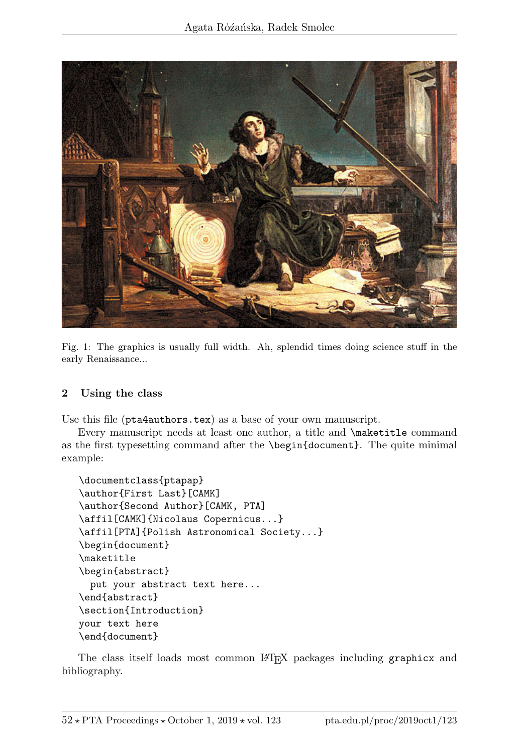Fig. 1: The graphics is usually full width. Ah, splendid times doing science stuff in the early Renaissance...

## 2 Using the class

Use this file (`pta4authors.tex`) as a base of your own manuscript.

Every manuscript needs at least one author, a title and `\maketitle` command as the first typesetting command after the `\begin{document}`. The quite minimal example:

```
\documentclass{ptapap}
\author{First Last}[CAMK]
\author{Second Author}[CAMK, PTA]
\affil[CAMK]{Nicolaus Copernicus...}
\affil[PTA]{Polish Astronomical Society...}
\begin{document}
\maketitle
\begin{abstract}
  put your abstract text here...
\end{abstract}
\section{Introduction}
your text here
\end{document}
```

The class itself loads most common LaTeX packages including `graphicx` and bibliography.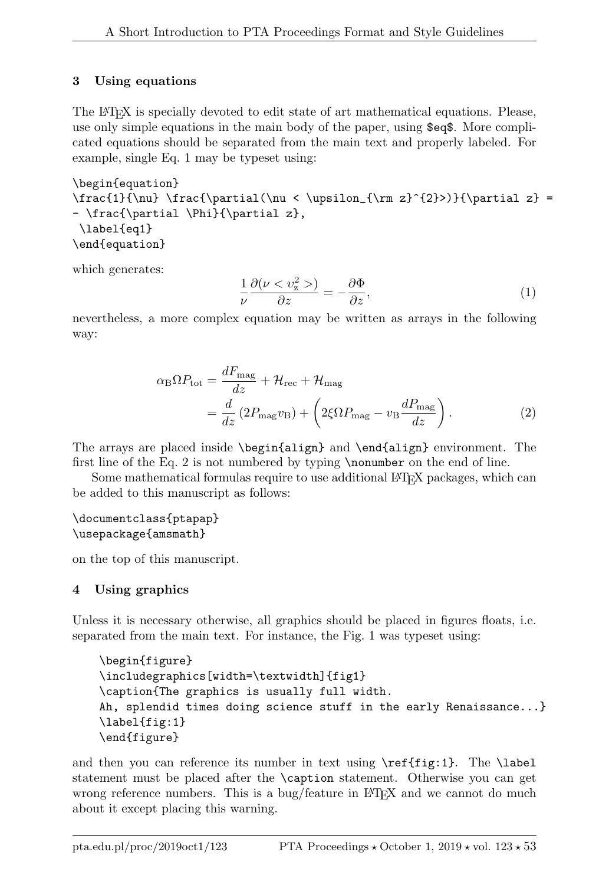## 3 Using equations

The LaTeX is specially devoted to edit state of art mathematical equations. Please, use only simple equations in the main body of the paper, using `$eq$`. More complicated equations should be separated from the main text and properly labeled. For example, single Eq. 1 may be typeset using:

```
\begin{equation}
\frac{1}{\nu} \frac{\partial(\nu < \upsilon_{\rm z}^{2}>)}{\partial z} =
- \frac{\partial \Phi}{\partial z},
 \label{eq1}
\end{equation}
```

which generates:

$$\frac{1}{\nu} \frac{\partial(\nu < \upsilon_{\rm z}^{2}>)}{\partial z} = - \frac{\partial \Phi}{\partial z}, \tag{1}$$

nevertheless, a more complex equation may be written as arrays in the following way:

$$\begin{aligned}
\alpha_{\rm B} \Omega P_{\rm tot} &= \frac{dF_{\rm mag}}{dz} + \mathcal{H}_{\rm rec} + \mathcal{H}_{\rm mag} \\
&= \frac{d}{dz}\left(2 P_{\rm mag} v_{\rm B}\right) + \left(2\xi \Omega P_{\rm mag} - v_{\rm B}\frac{dP_{\rm mag}}{dz}\right).
\end{aligned} \tag{2}$$

The arrays are placed inside `\begin{align}` and `\end{align}` environment. The first line of the Eq. 2 is not numbered by typing `\nonumber` on the end of line.

Some mathematical formulas require to use additional LaTeX packages, which can be added to this manuscript as follows:

```
\documentclass{ptapap}
\usepackage{amsmath}
```

on the top of this manuscript.

## 4 Using graphics

Unless it is necessary otherwise, all graphics should be placed in figures floats, i.e. separated from the main text. For instance, the Fig. 1 was typeset using:

```
\begin{figure}
\includegraphics[width=\textwidth]{fig1}
\caption{The graphics is usually full width.
Ah, splendid times doing science stuff in the early Renaissance...}
\label{fig:1}
\end{figure}
```

and then you can reference its number in text using `\ref{fig:1}`. The `\label` statement must be placed after the `\caption` statement. Otherwise you can get wrong reference numbers. This is a bug/feature in LaTeX and we cannot do much about it except placing this warning.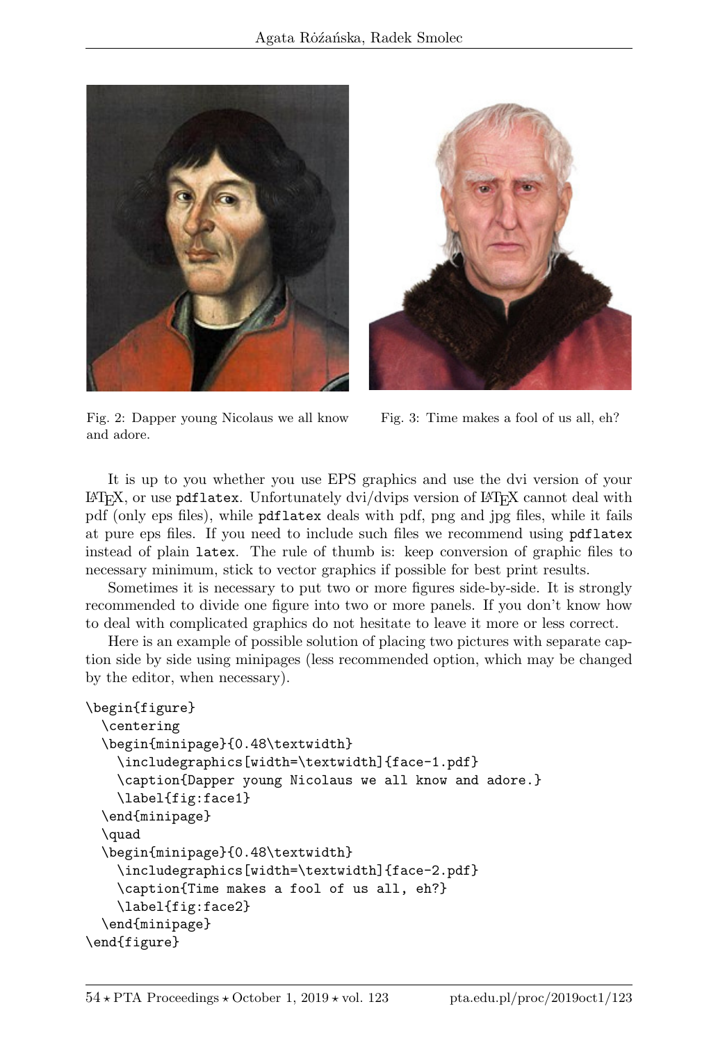Fig. 2: Dapper young Nicolaus we all know and adore.

Fig. 3: Time makes a fool of us all, eh?

It is up to you whether you use EPS graphics and use the dvi version of your LaTeX, or use `pdflatex`. Unfortunately dvi/dvips version of LaTeX cannot deal with pdf (only eps files), while `pdflatex` deals with pdf, png and jpg files, while it fails at pure eps files. If you need to include such files we recommend using `pdflatex` instead of plain `latex`. The rule of thumb is: keep conversion of graphic files to necessary minimum, stick to vector graphics if possible for best print results.

Sometimes it is necessary to put two or more figures side-by-side. It is strongly recommended to divide one figure into two or more panels. If you don't know how to deal with complicated graphics do not hesitate to leave it more or less correct.

Here is an example of possible solution of placing two pictures with separate caption side by side using minipages (less recommended option, which may be changed by the editor, when necessary).

```
\begin{figure}
  \centering
  \begin{minipage}{0.48\textwidth}
    \includegraphics[width=\textwidth]{face-1.pdf}
    \caption{Dapper young Nicolaus we all know and adore.}
    \label{fig:face1}
  \end{minipage}
  \quad
  \begin{minipage}{0.48\textwidth}
    \includegraphics[width=\textwidth]{face-2.pdf}
    \caption{Time makes a fool of us all, eh?}
    \label{fig:face2}
  \end{minipage}
\end{figure}
```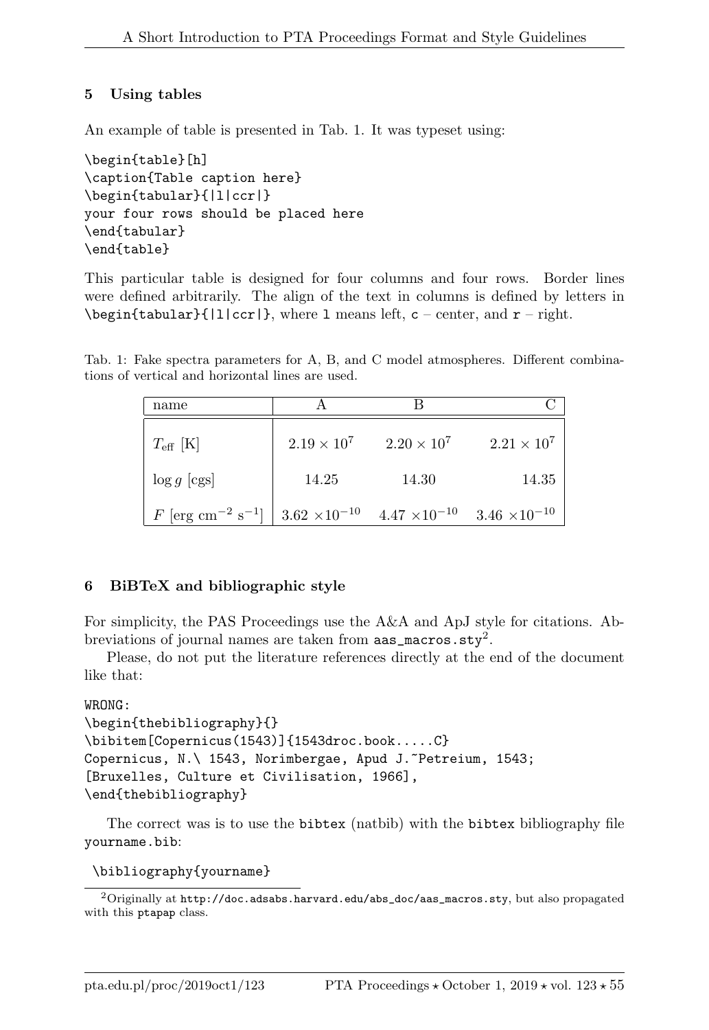## 5 Using tables

An example of table is presented in Tab. 1. It was typeset using:

```
\begin{table}[h]
\caption{Table caption here}
\begin{tabular}{|l|ccr|}
your four rows should be placed here
\end{tabular}
\end{table}
```

This particular table is designed for four columns and four rows. Border lines were defined arbitrarily. The align of the text in columns is defined by letters in `\begin{tabular}{|l|ccr|}`, where `l` means left, `c` – center, and `r` – right.

Tab. 1: Fake spectra parameters for A, B, and C model atmospheres. Different combinations of vertical and horizontal lines are used.

| name | A | B | C |
|:---|:---:|:---:|---:|
| $T_{\rm eff}$ [K] | $2.19 \times 10^7$ | $2.20 \times 10^7$ | $2.21 \times 10^7$ |
| $\log g$ [cgs] | 14.25 | 14.30 | 14.35 |
| $F$ [erg cm$^{-2}$ s$^{-1}$] | $3.62 \times 10^{-10}$ | $4.47 \times 10^{-10}$ | $3.46 \times 10^{-10}$ |

## 6 BiBTeX and bibliographic style

For simplicity, the PAS Proceedings use the A&A and ApJ style for citations. Abbreviations of journal names are taken from `aas_macros.sty`[2].

Please, do not put the literature references directly at the end of the document like that:

```
WRONG:
\begin{thebibliography}{}
\bibitem[Copernicus(1543)]{1543droc.book.....C}
Copernicus, N.\ 1543, Norimbergae, Apud J.~Petreium, 1543;
[Bruxelles, Culture et Civilisation, 1966],
\end{thebibliography}
```

The correct was is to use the `bibtex` (natbib) with the `bibtex` bibliography file `yourname.bib`:

```
\bibliography{yourname}
```

[2] Originally at `http://doc.adsabs.harvard.edu/abs_doc/aas_macros.sty`, but also propagated with this `ptapap` class.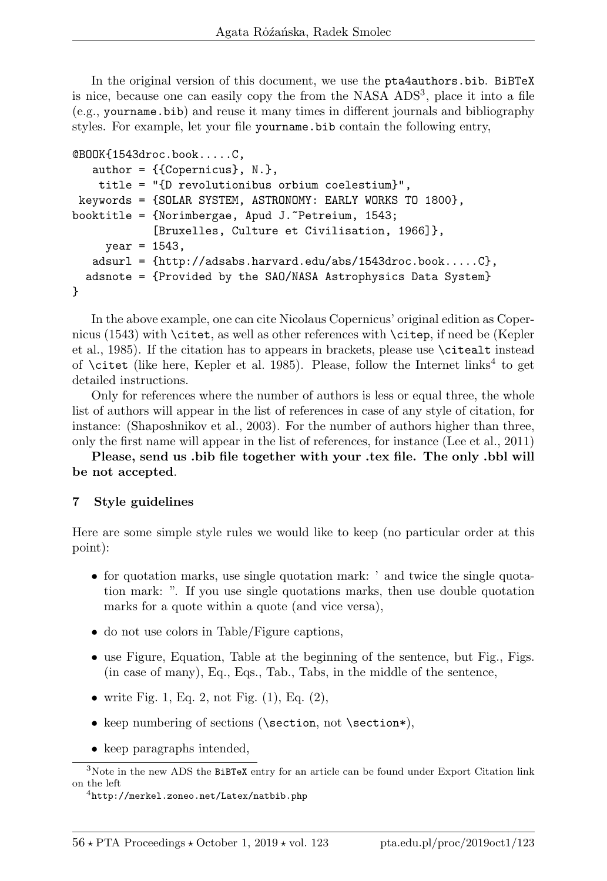In the original version of this document, we use the `pta4authors.bib`. `BiBTeX` is nice, because one can easily copy the from the NASA ADS[3], place it into a file (e.g., `yourname.bib`) and reuse it many times in different journals and bibliography styles. For example, let your file `yourname.bib` contain the following entry,

```
@BOOK{1543droc.book.....C,
   author = {{Copernicus}, N.},
    title = "{D revolutionibus orbium coelestium}",
 keywords = {SOLAR SYSTEM, ASTRONOMY: EARLY WORKS TO 1800},
booktitle = {Norimbergae, Apud J.~Petreium, 1543;
            [Bruxelles, Culture et Civilisation, 1966]},
     year = 1543,
   adsurl = {http://adsabs.harvard.edu/abs/1543droc.book.....C},
  adsnote = {Provided by the SAO/NASA Astrophysics Data System}
}
```

In the above example, one can cite Nicolaus Copernicus' original edition as Copernicus (1543) with `\citet`, as well as other references with `\citep`, if need be (Kepler et al., 1985). If the citation has to appears in brackets, please use `\citealt` instead of `\citet` (like here, Kepler et al. 1985). Please, follow the Internet links[4] to get detailed instructions.

Only for references where the number of authors is less or equal three, the whole list of authors will appear in the list of references in case of any style of citation, for instance: (Shaposhnikov et al., 2003). For the number of authors higher than three, only the first name will appear in the list of references, for instance (Lee et al., 2011)

**Please, send us .bib file together with your .tex file. The only .bbl will be not accepted**.

## 7 Style guidelines

Here are some simple style rules we would like to keep (no particular order at this point):

- for quotation marks, use single quotation mark: ' and twice the single quotation mark: ". If you use single quotations marks, then use double quotation marks for a quote within a quote (and vice versa),
- do not use colors in Table/Figure captions,
- use Figure, Equation, Table at the beginning of the sentence, but Fig., Figs. (in case of many), Eq., Eqs., Tab., Tabs, in the middle of the sentence,
- write Fig. 1, Eq. 2, not Fig. (1), Eq. (2),
- keep numbering of sections (`\section`, not `\section*`),
- keep paragraphs intended,

[3]Note in the new ADS the `BiBTeX` entry for an article can be found under Export Citation link on the left

[4]`http://merkel.zoneo.net/Latex/natbib.php`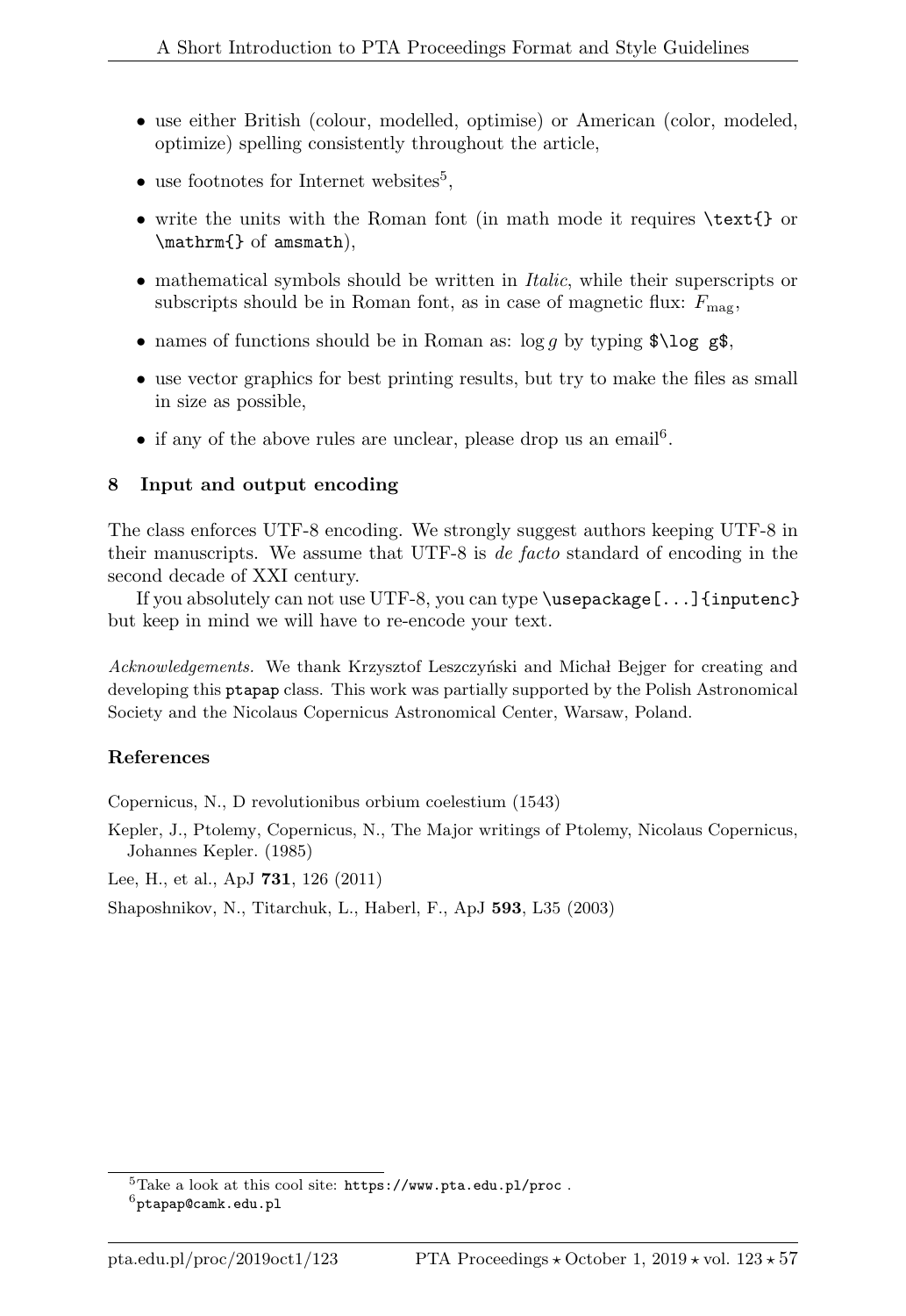- use either British (colour, modelled, optimise) or American (color, modeled, optimize) spelling consistently throughout the article,
- use footnotes for Internet websites[5],
- write the units with the Roman font (in math mode it requires `\text{}` or `\mathrm{}` of `amsmath`),
- mathematical symbols should be written in *Italic*, while their superscripts or subscripts should be in Roman font, as in case of magnetic flux: $F_{\mathrm{mag}}$,
- names of functions should be in Roman as: $\log g$ by typing `$\log g$`,
- use vector graphics for best printing results, but try to make the files as small in size as possible,
- if any of the above rules are unclear, please drop us an email[6].

## 8 Input and output encoding

The class enforces UTF-8 encoding. We strongly suggest authors keeping UTF-8 in their manuscripts. We assume that UTF-8 is *de facto* standard of encoding in the second decade of XXI century.

If you absolutely can not use UTF-8, you can type `\usepackage[...]{inputenc}` but keep in mind we will have to re-encode your text.

*Acknowledgements.* We thank Krzysztof Leszczyński and Michał Bejger for creating and developing this `ptapap` class. This work was partially supported by the Polish Astronomical Society and the Nicolaus Copernicus Astronomical Center, Warsaw, Poland.

## References

Copernicus, N., D revolutionibus orbium coelestium (1543)

Kepler, J., Ptolemy, Copernicus, N., The Major writings of Ptolemy, Nicolaus Copernicus, Johannes Kepler. (1985)

Lee, H., et al., ApJ **731**, 126 (2011)

Shaposhnikov, N., Titarchuk, L., Haberl, F., ApJ **593**, L35 (2003)

---

[5] Take a look at this cool site: `https://www.pta.edu.pl/proc` .

[6] `ptapap@camk.edu.pl`